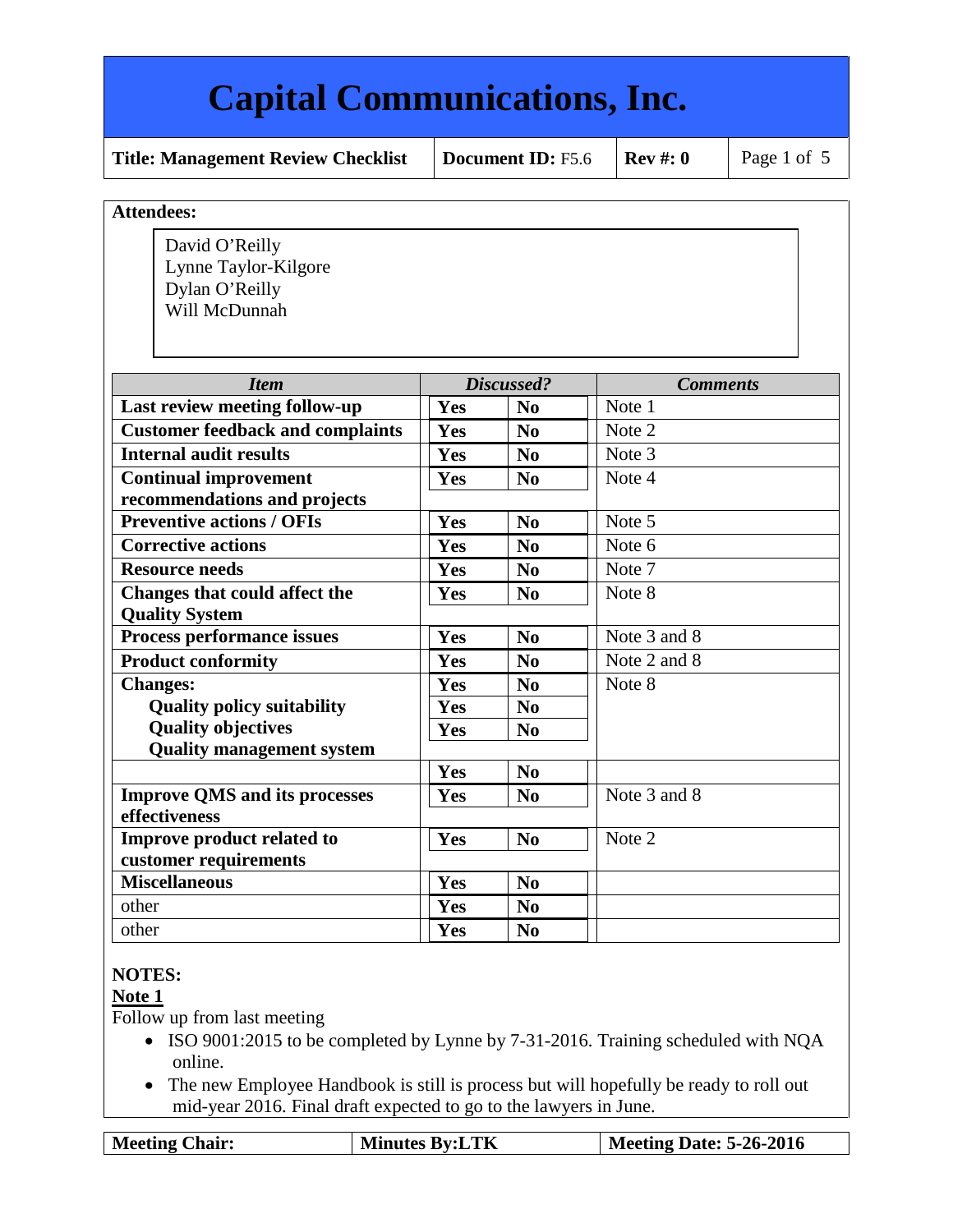# Capital Communications, Inc.

| Title: Management Review Checklist | Document ID: F5.6 | Rev #: 0 |
|---|---|---|

**Attendees:**

David O'Reilly
Lynne Taylor-Kilgore
Dylan O'Reilly
Will McDunnah

| *Item* | *Discussed?* | | *Comments* |
|---|---|---|---|
| **Last review meeting follow-up** | **Yes** | **No** | Note 1 |
| **Customer feedback and complaints** | **Yes** | **No** | Note 2 |
| **Internal audit results** | **Yes** | **No** | Note 3 |
| **Continual improvement recommendations and projects** | **Yes** | **No** | Note 4 |
| **Preventive actions / OFIs** | **Yes** | **No** | Note 5 |
| **Corrective actions** | **Yes** | **No** | Note 6 |
| **Resource needs** | **Yes** | **No** | Note 7 |
| **Changes that could affect the Quality System** | **Yes** | **No** | Note 8 |
| **Process performance issues** | **Yes** | **No** | Note 3 and 8 |
| **Product conformity** | **Yes** | **No** | Note 2 and 8 |
| **Changes:** | **Yes** | **No** | Note 8 |
| **Quality policy suitability** | **Yes** | **No** | |
| **Quality objectives** | **Yes** | **No** | |
| **Quality management system** | | | |
| | **Yes** | **No** | |
| **Improve QMS and its processes effectiveness** | **Yes** | **No** | Note 3 and 8 |
| **Improve product related to customer requirements** | **Yes** | **No** | Note 2 |
| **Miscellaneous** | **Yes** | **No** | |
| other | **Yes** | **No** | |
| other | **Yes** | **No** | |

**NOTES:**

**Note 1**

Follow up from last meeting

- ISO 9001:2015 to be completed by Lynne by 7-31-2016. Training scheduled with NQA online.
- The new Employee Handbook is still is process but will hopefully be ready to roll out mid-year 2016. Final draft expected to go to the lawyers in June.

| Meeting Chair: | Minutes By:LTK | Meeting Date: 5-26-2016 |
|---|---|---|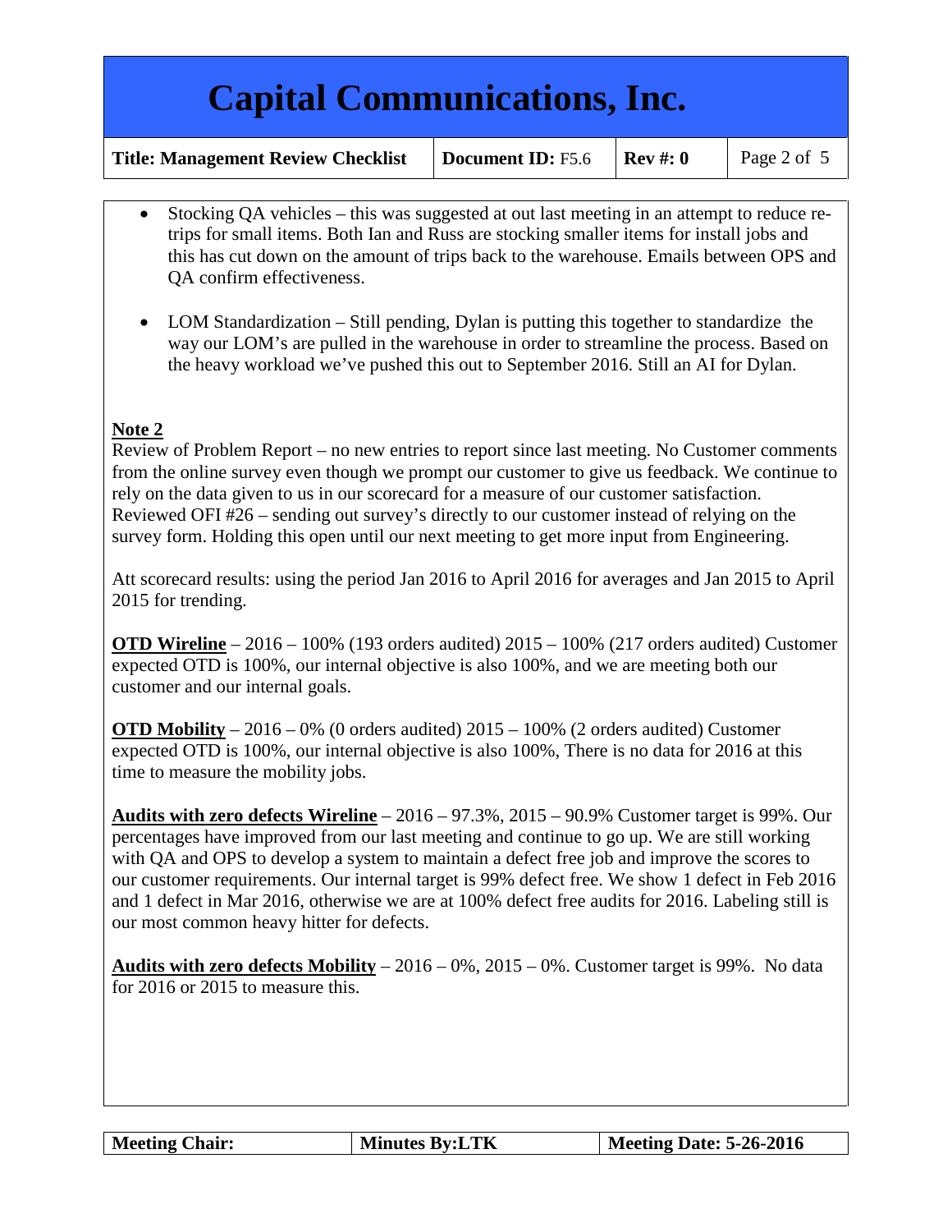- Stocking QA vehicles – this was suggested at out last meeting in an attempt to reduce re-trips for small items. Both Ian and Russ are stocking smaller items for install jobs and this has cut down on the amount of trips back to the warehouse. Emails between OPS and QA confirm effectiveness.

- LOM Standardization – Still pending, Dylan is putting this together to standardize the way our LOM's are pulled in the warehouse in order to streamline the process. Based on the heavy workload we've pushed this out to September 2016. Still an AI for Dylan.

**<u>Note 2</u>**

Review of Problem Report – no new entries to report since last meeting. No Customer comments from the online survey even though we prompt our customer to give us feedback. We continue to rely on the data given to us in our scorecard for a measure of our customer satisfaction. Reviewed OFI #26 – sending out survey's directly to our customer instead of relying on the survey form. Holding this open until our next meeting to get more input from Engineering.

Att scorecard results: using the period Jan 2016 to April 2016 for averages and Jan 2015 to April 2015 for trending.

**<u>OTD Wireline</u>** – 2016 – 100% (193 orders audited) 2015 – 100% (217 orders audited) Customer expected OTD is 100%, our internal objective is also 100%, and we are meeting both our customer and our internal goals.

**<u>OTD Mobility</u>** – 2016 – 0% (0 orders audited) 2015 – 100% (2 orders audited) Customer expected OTD is 100%, our internal objective is also 100%, There is no data for 2016 at this time to measure the mobility jobs.

**<u>Audits with zero defects Wireline</u>** – 2016 – 97.3%, 2015 – 90.9% Customer target is 99%. Our percentages have improved from our last meeting and continue to go up. We are still working with QA and OPS to develop a system to maintain a defect free job and improve the scores to our customer requirements. Our internal target is 99% defect free. We show 1 defect in Feb 2016 and 1 defect in Mar 2016, otherwise we are at 100% defect free audits for 2016. Labeling still is our most common heavy hitter for defects.

**<u>Audits with zero defects Mobility</u>** – 2016 – 0%, 2015 – 0%. Customer target is 99%. No data for 2016 or 2015 to measure this.

| Meeting Chair: | Minutes By:LTK | Meeting Date: 5-26-2016 |
|---|---|---|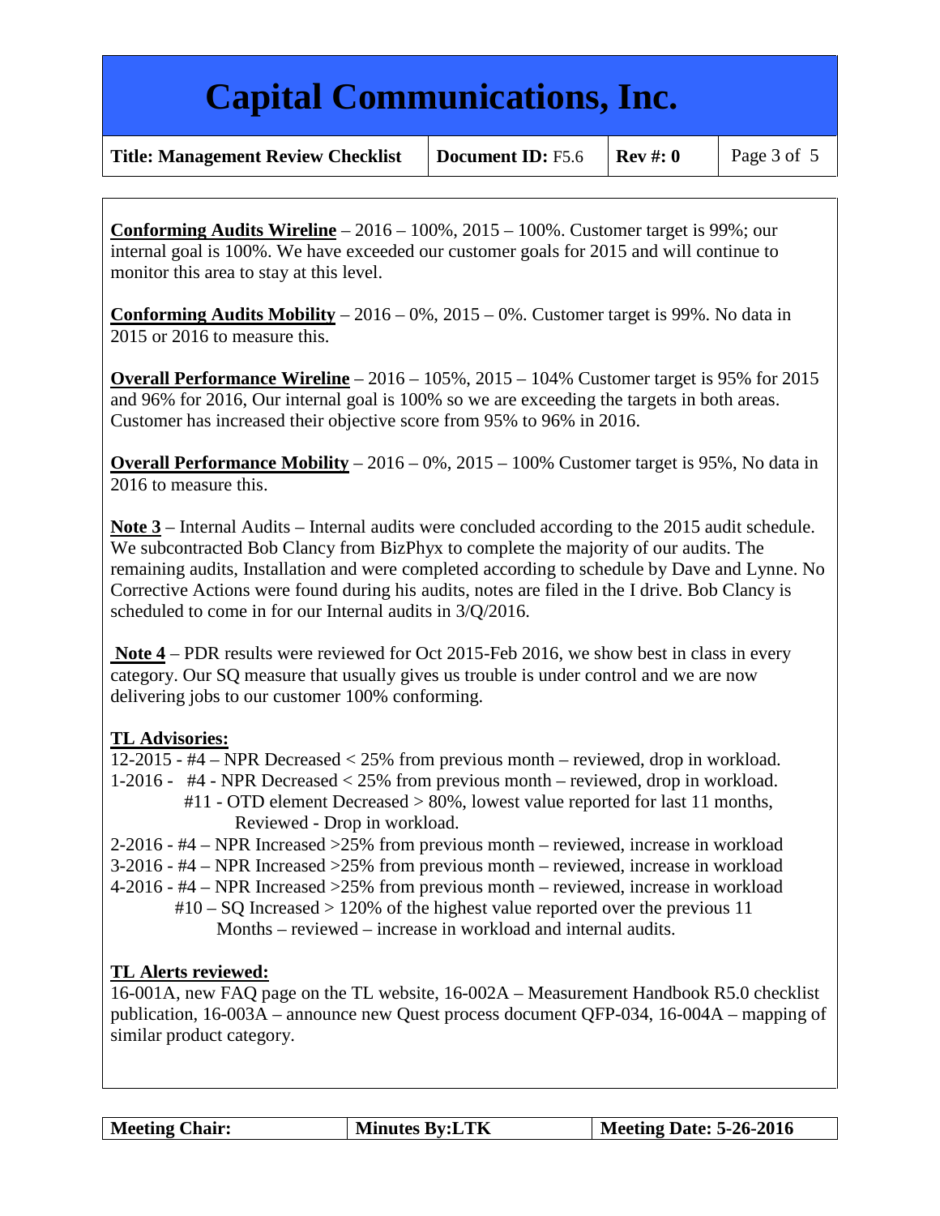**Conforming Audits Wireline** – 2016 – 100%, 2015 – 100%. Customer target is 99%; our internal goal is 100%. We have exceeded our customer goals for 2015 and will continue to monitor this area to stay at this level.

**Conforming Audits Mobility** – 2016 – 0%, 2015 – 0%. Customer target is 99%. No data in 2015 or 2016 to measure this.

**Overall Performance Wireline** – 2016 – 105%, 2015 – 104% Customer target is 95% for 2015 and 96% for 2016, Our internal goal is 100% so we are exceeding the targets in both areas. Customer has increased their objective score from 95% to 96% in 2016.

**Overall Performance Mobility** – 2016 – 0%, 2015 – 100% Customer target is 95%, No data in 2016 to measure this.

**Note 3** – Internal Audits – Internal audits were concluded according to the 2015 audit schedule. We subcontracted Bob Clancy from BizPhyx to complete the majority of our audits. The remaining audits, Installation and were completed according to schedule by Dave and Lynne. No Corrective Actions were found during his audits, notes are filed in the I drive. Bob Clancy is scheduled to come in for our Internal audits in 3/Q/2016.

**Note 4** – PDR results were reviewed for Oct 2015-Feb 2016, we show best in class in every category. Our SQ measure that usually gives us trouble is under control and we are now delivering jobs to our customer 100% conforming.

**TL Advisories:**

12-2015 - #4 – NPR Decreased < 25% from previous month – reviewed, drop in workload.
1-2016 - #4 - NPR Decreased < 25% from previous month – reviewed, drop in workload.
#11 - OTD element Decreased > 80%, lowest value reported for last 11 months, Reviewed - Drop in workload.
2-2016 - #4 – NPR Increased >25% from previous month – reviewed, increase in workload
3-2016 - #4 – NPR Increased >25% from previous month – reviewed, increase in workload
4-2016 - #4 – NPR Increased >25% from previous month – reviewed, increase in workload
#10 – SQ Increased > 120% of the highest value reported over the previous 11 Months – reviewed – increase in workload and internal audits.

**TL Alerts reviewed:**

16-001A, new FAQ page on the TL website, 16-002A – Measurement Handbook R5.0 checklist publication, 16-003A – announce new Quest process document QFP-034, 16-004A – mapping of similar product category.

| Meeting Chair: | Minutes By:LTK | Meeting Date: 5-26-2016 |
|---|---|---|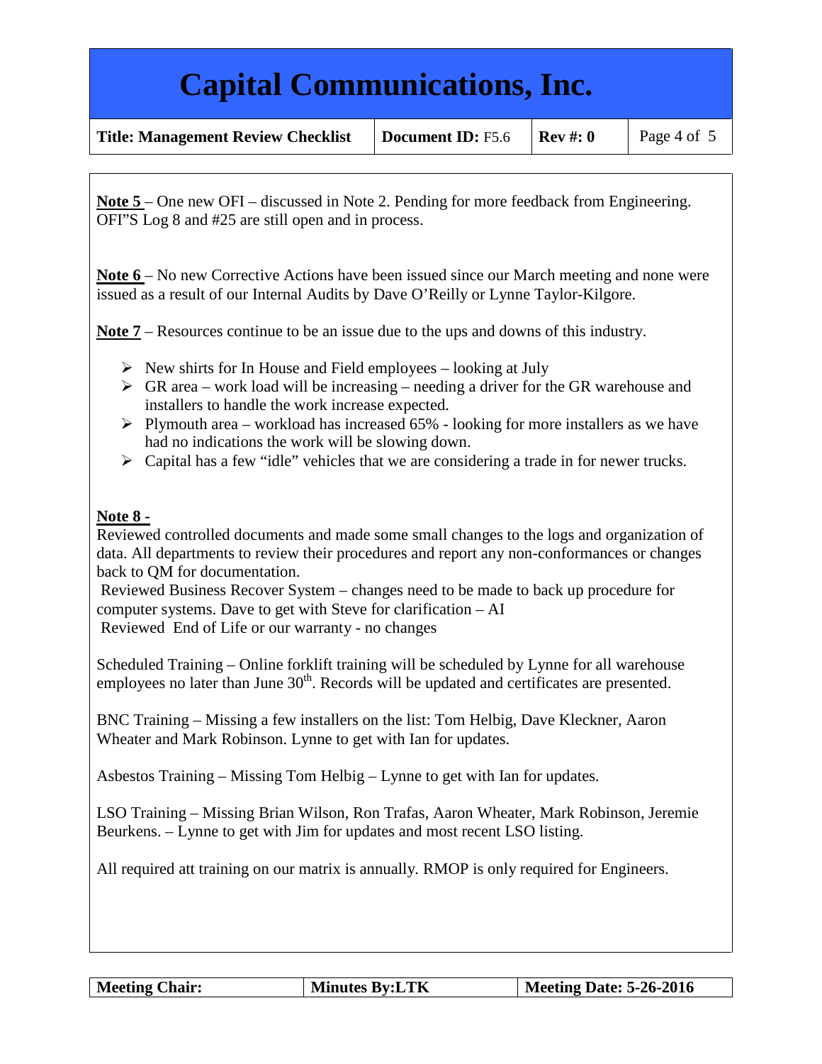**Note 5** – One new OFI – discussed in Note 2. Pending for more feedback from Engineering. OFI"S Log 8 and #25 are still open and in process.

**Note 6** – No new Corrective Actions have been issued since our March meeting and none were issued as a result of our Internal Audits by Dave O'Reilly or Lynne Taylor-Kilgore.

**Note 7** – Resources continue to be an issue due to the ups and downs of this industry.

- New shirts for In House and Field employees – looking at July
- GR area – work load will be increasing – needing a driver for the GR warehouse and installers to handle the work increase expected.
- Plymouth area – workload has increased 65% - looking for more installers as we have had no indications the work will be slowing down.
- Capital has a few "idle" vehicles that we are considering a trade in for newer trucks.

**Note 8 -**

Reviewed controlled documents and made some small changes to the logs and organization of data. All departments to review their procedures and report any non-conformances or changes back to QM for documentation.

Reviewed Business Recover System – changes need to be made to back up procedure for computer systems. Dave to get with Steve for clarification – AI

Reviewed End of Life or our warranty - no changes

Scheduled Training – Online forklift training will be scheduled by Lynne for all warehouse employees no later than June 30th. Records will be updated and certificates are presented.

BNC Training – Missing a few installers on the list: Tom Helbig, Dave Kleckner, Aaron Wheater and Mark Robinson. Lynne to get with Ian for updates.

Asbestos Training – Missing Tom Helbig – Lynne to get with Ian for updates.

LSO Training – Missing Brian Wilson, Ron Trafas, Aaron Wheater, Mark Robinson, Jeremie Beurkens. – Lynne to get with Jim for updates and most recent LSO listing.

All required att training on our matrix is annually. RMOP is only required for Engineers.

| Meeting Chair: | Minutes By:LTK | Meeting Date: 5-26-2016 |
|---|---|---|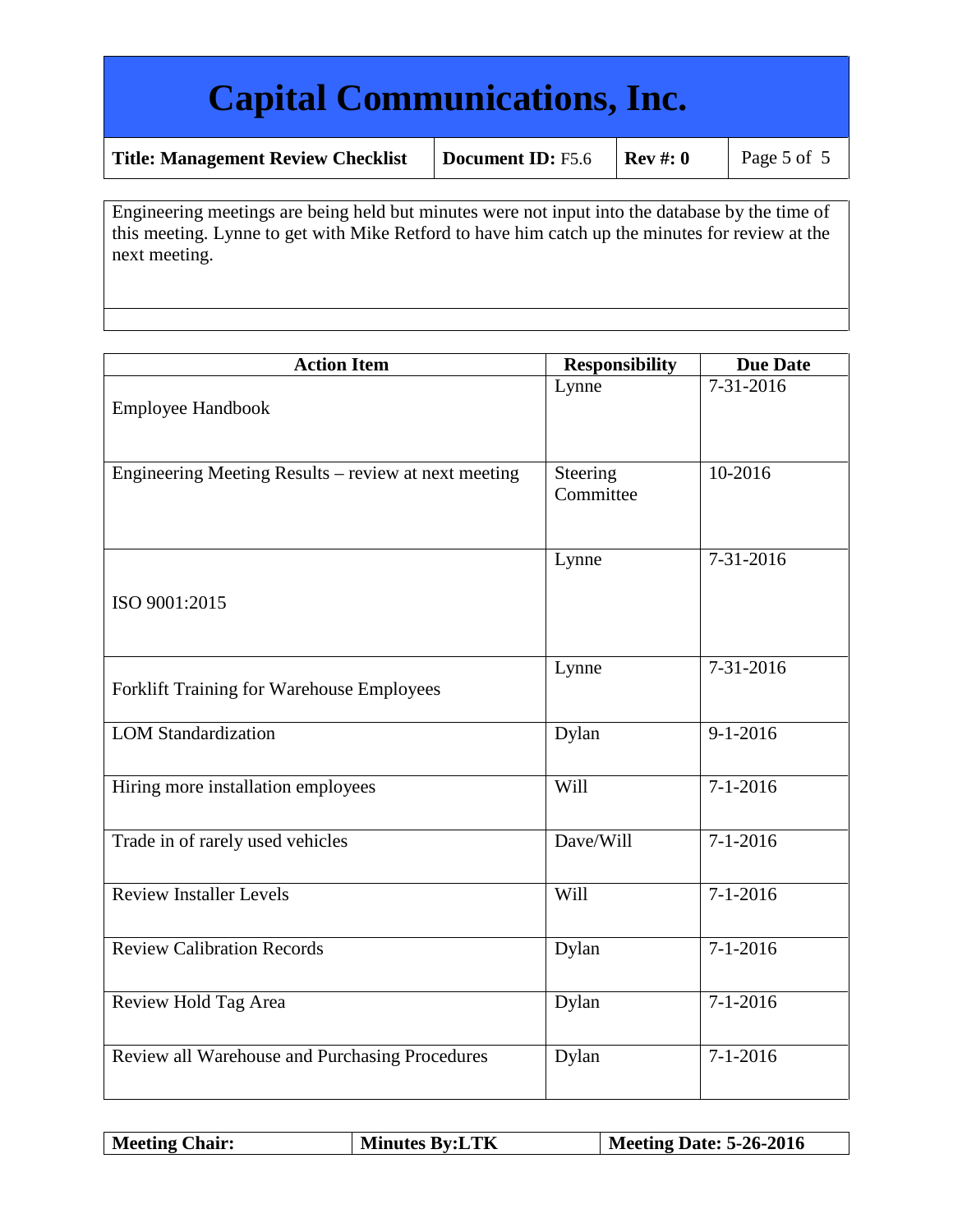Engineering meetings are being held but minutes were not input into the database by the time of this meeting. Lynne to get with Mike Retford to have him catch up the minutes for review at the next meeting.

| Action Item | Responsibility | Due Date |
|---|---|---|
| Employee Handbook | Lynne | 7-31-2016 |
| Engineering Meeting Results – review at next meeting | Steering Committee | 10-2016 |
| ISO 9001:2015 | Lynne | 7-31-2016 |
| Forklift Training for Warehouse Employees | Lynne | 7-31-2016 |
| LOM Standardization | Dylan | 9-1-2016 |
| Hiring more installation employees | Will | 7-1-2016 |
| Trade in of rarely used vehicles | Dave/Will | 7-1-2016 |
| Review Installer Levels | Will | 7-1-2016 |
| Review Calibration Records | Dylan | 7-1-2016 |
| Review Hold Tag Area | Dylan | 7-1-2016 |
| Review all Warehouse and Purchasing Procedures | Dylan | 7-1-2016 |

| Meeting Chair: | Minutes By:LTK | Meeting Date: 5-26-2016 |
|---|---|---|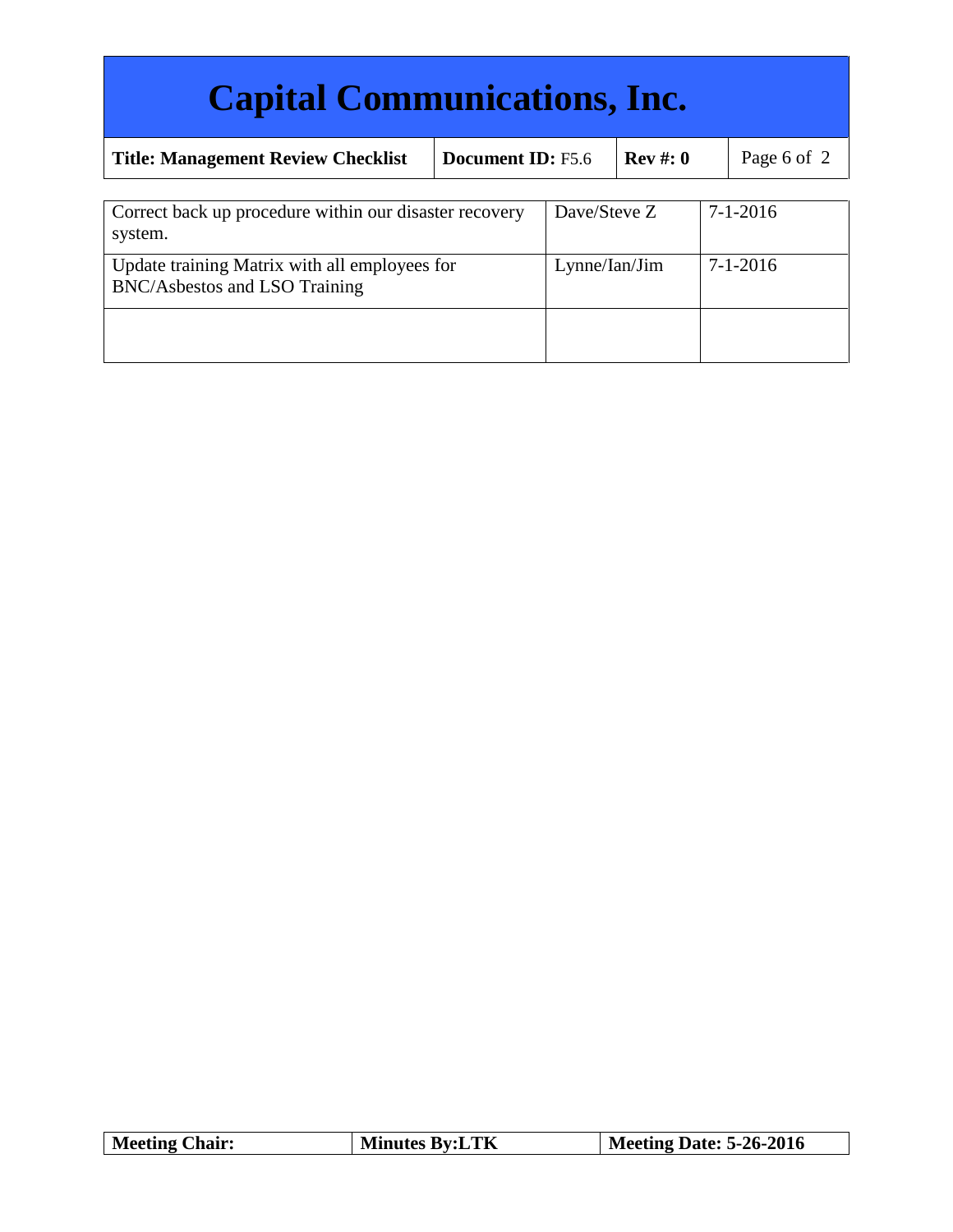| | | |
|---|---|---|
| Correct back up procedure within our disaster recovery system. | Dave/Steve Z | 7-1-2016 |
| Update training Matrix with all employees for BNC/Asbestos and LSO Training | Lynne/Ian/Jim | 7-1-2016 |
| | | |

| **Meeting Chair:** | **Minutes By:LTK** | **Meeting Date: 5-26-2016** |
|---|---|---|